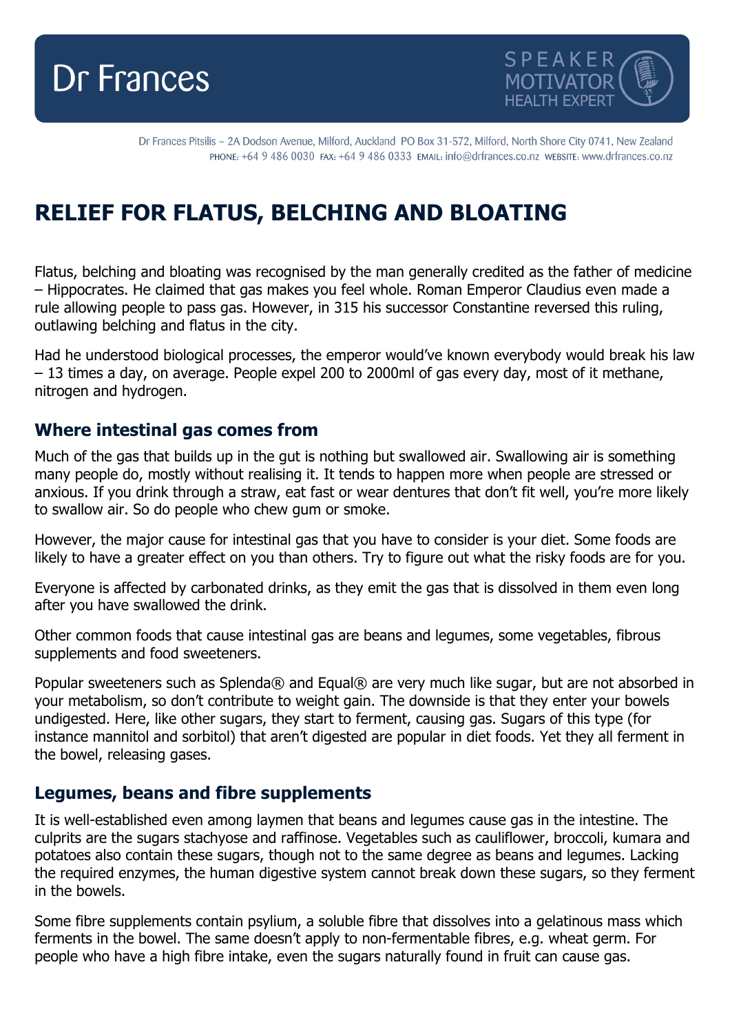# RELIEF FOR FLATUS, BELCHING AND BLOATING

Flatus, belching and bloating was recognised by the man generally credited as the father of medicine – Hippocrates. He claimed that gas makes you feel whole. Roman Emperor Claudius even made a rule allowing people to pass gas. However, in 315 his successor Constantine reversed this ruling, outlawing belching and flatus in the city.

Had he understood biological processes, the emperor would've known everybody would break his law – 13 times a day, on average. People expel 200 to 2000ml of gas every day, most of it methane, nitrogen and hydrogen.

## Where intestinal gas comes from

Much of the gas that builds up in the gut is nothing but swallowed air. Swallowing air is something many people do, mostly without realising it. It tends to happen more when people are stressed or anxious. If you drink through a straw, eat fast or wear dentures that don't fit well, you're more likely to swallow air. So do people who chew gum or smoke.

However, the major cause for intestinal gas that you have to consider is your diet. Some foods are likely to have a greater effect on you than others. Try to figure out what the risky foods are for you.

Everyone is affected by carbonated drinks, as they emit the gas that is dissolved in them even long after you have swallowed the drink.

Other common foods that cause intestinal gas are beans and legumes, some vegetables, fibrous supplements and food sweeteners.

Popular sweeteners such as Splenda® and Equal® are very much like sugar, but are not absorbed in your metabolism, so don't contribute to weight gain. The downside is that they enter your bowels undigested. Here, like other sugars, they start to ferment, causing gas. Sugars of this type (for instance mannitol and sorbitol) that aren't digested are popular in diet foods. Yet they all ferment in the bowel, releasing gases.

## Legumes, beans and fibre supplements

It is well-established even among laymen that beans and legumes cause gas in the intestine. The culprits are the sugars stachyose and raffinose. Vegetables such as cauliflower, broccoli, kumara and potatoes also contain these sugars, though not to the same degree as beans and legumes. Lacking the required enzymes, the human digestive system cannot break down these sugars, so they ferment in the bowels.

Some fibre supplements contain psylium, a soluble fibre that dissolves into a gelatinous mass which ferments in the bowel. The same doesn't apply to non-fermentable fibres, e.g. wheat germ. For people who have a high fibre intake, even the sugars naturally found in fruit can cause gas.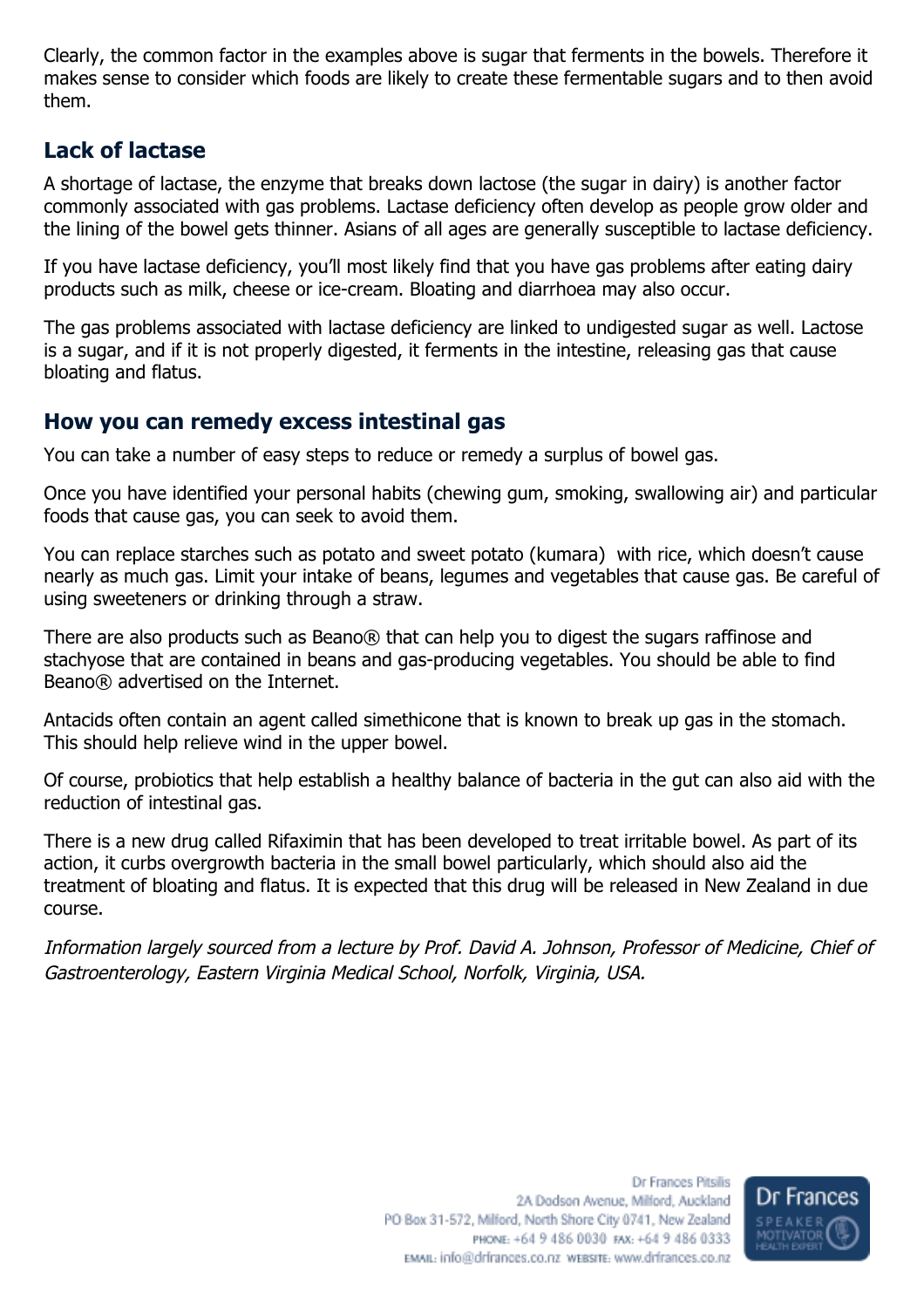Clearly, the common factor in the examples above is sugar that ferments in the bowels. Therefore it makes sense to consider which foods are likely to create these fermentable sugars and to then avoid them.

## Lack of lactase

A shortage of lactase, the enzyme that breaks down lactose (the sugar in dairy) is another factor commonly associated with gas problems. Lactase deficiency often develop as people grow older and the lining of the bowel gets thinner. Asians of all ages are generally susceptible to lactase deficiency.

If you have lactase deficiency, you'll most likely find that you have gas problems after eating dairy products such as milk, cheese or ice-cream. Bloating and diarrhoea may also occur.

The gas problems associated with lactase deficiency are linked to undigested sugar as well. Lactose is a sugar, and if it is not properly digested, it ferments in the intestine, releasing gas that cause bloating and flatus.

## How you can remedy excess intestinal gas

You can take a number of easy steps to reduce or remedy a surplus of bowel gas.

Once you have identified your personal habits (chewing gum, smoking, swallowing air) and particular foods that cause gas, you can seek to avoid them.

You can replace starches such as potato and sweet potato (kumara) with rice, which doesn't cause nearly as much gas. Limit your intake of beans, legumes and vegetables that cause gas. Be careful of using sweeteners or drinking through a straw.

There are also products such as Beano® that can help you to digest the sugars raffinose and stachyose that are contained in beans and gas-producing vegetables. You should be able to find Beano® advertised on the Internet.

Antacids often contain an agent called simethicone that is known to break up gas in the stomach. This should help relieve wind in the upper bowel.

Of course, probiotics that help establish a healthy balance of bacteria in the gut can also aid with the reduction of intestinal gas.

There is a new drug called Rifaximin that has been developed to treat irritable bowel. As part of its action, it curbs overgrowth bacteria in the small bowel particularly, which should also aid the treatment of bloating and flatus. It is expected that this drug will be released in New Zealand in due course.

*Information largely sourced from a lecture by Prof. David A. Johnson, Professor of Medicine, Chief of Gastroenterology, Eastern Virginia Medical School, Norfolk, Virginia, USA.*